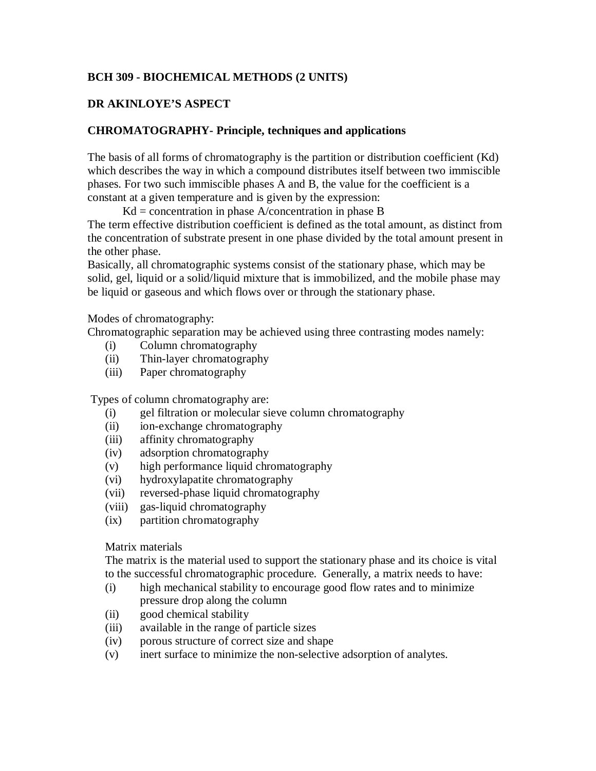**BCH 309 - BIOCHEMICAL METHODS (2 UNITS)**

**DR AKINLOYE'S ASPECT**

**CHROMATOGRAPHY- Principle, techniques and applications**

The basis of all forms of chromatography is the partition or distribution coefficient (Kd) which describes the way in which a compound distributes itself between two immiscible phases. For two such immiscible phases A and B, the value for the coefficient is a constant at a given temperature and is given by the expression:

Kd = concentration in phase A/concentration in phase B

The term effective distribution coefficient is defined as the total amount, as distinct from the concentration of substrate present in one phase divided by the total amount present in the other phase.

Basically, all chromatographic systems consist of the stationary phase, which may be solid, gel, liquid or a solid/liquid mixture that is immobilized, and the mobile phase may be liquid or gaseous and which flows over or through the stationary phase.

Modes of chromatography:

Chromatographic separation may be achieved using three contrasting modes namely:

(i) Column chromatography
(ii) Thin-layer chromatography
(iii) Paper chromatography

Types of column chromatography are:

(i) gel filtration or molecular sieve column chromatography
(ii) ion-exchange chromatography
(iii) affinity chromatography
(iv) adsorption chromatography
(v) high performance liquid chromatography
(vi) hydroxylapatite chromatography
(vii) reversed-phase liquid chromatography
(viii) gas-liquid chromatography
(ix) partition chromatography

Matrix materials

The matrix is the material used to support the stationary phase and its choice is vital to the successful chromatographic procedure. Generally, a matrix needs to have:

(i) high mechanical stability to encourage good flow rates and to minimize pressure drop along the column
(ii) good chemical stability
(iii) available in the range of particle sizes
(iv) porous structure of correct size and shape
(v) inert surface to minimize the non-selective adsorption of analytes.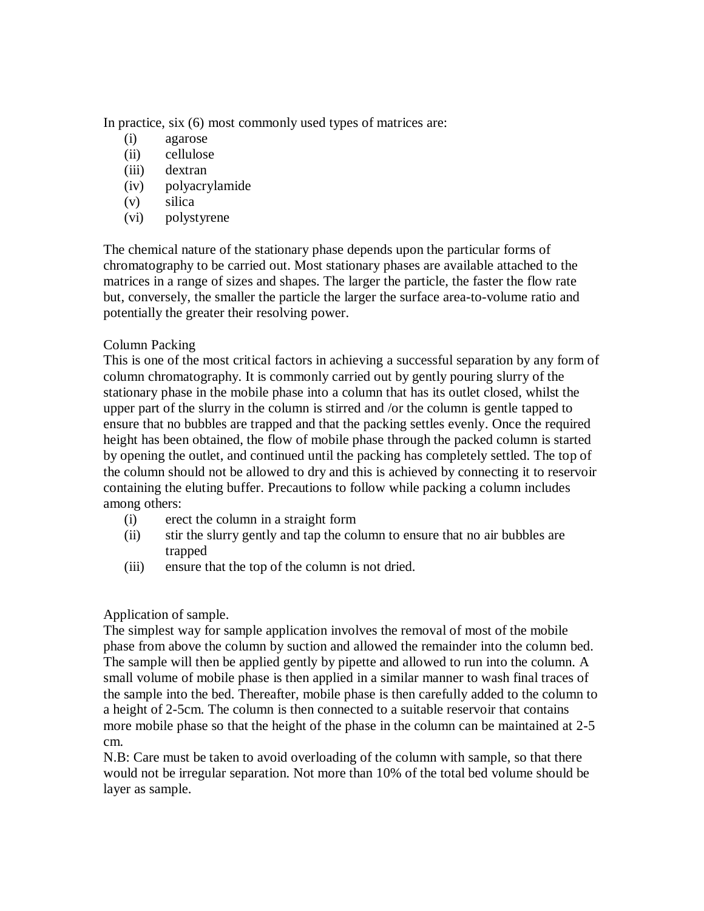In practice, six (6) most commonly used types of matrices are:

(i) agarose
(ii) cellulose
(iii) dextran
(iv) polyacrylamide
(v) silica
(vi) polystyrene

The chemical nature of the stationary phase depends upon the particular forms of chromatography to be carried out. Most stationary phases are available attached to the matrices in a range of sizes and shapes. The larger the particle, the faster the flow rate but, conversely, the smaller the particle the larger the surface area-to-volume ratio and potentially the greater their resolving power.

Column Packing

This is one of the most critical factors in achieving a successful separation by any form of column chromatography. It is commonly carried out by gently pouring slurry of the stationary phase in the mobile phase into a column that has its outlet closed, whilst the upper part of the slurry in the column is stirred and /or the column is gentle tapped to ensure that no bubbles are trapped and that the packing settles evenly. Once the required height has been obtained, the flow of mobile phase through the packed column is started by opening the outlet, and continued until the packing has completely settled. The top of the column should not be allowed to dry and this is achieved by connecting it to reservoir containing the eluting buffer. Precautions to follow while packing a column includes among others:

(i) erect the column in a straight form
(ii) stir the slurry gently and tap the column to ensure that no air bubbles are trapped
(iii) ensure that the top of the column is not dried.

Application of sample.

The simplest way for sample application involves the removal of most of the mobile phase from above the column by suction and allowed the remainder into the column bed. The sample will then be applied gently by pipette and allowed to run into the column. A small volume of mobile phase is then applied in a similar manner to wash final traces of the sample into the bed. Thereafter, mobile phase is then carefully added to the column to a height of 2-5cm. The column is then connected to a suitable reservoir that contains more mobile phase so that the height of the phase in the column can be maintained at 2-5 cm.

N.B: Care must be taken to avoid overloading of the column with sample, so that there would not be irregular separation. Not more than 10% of the total bed volume should be layer as sample.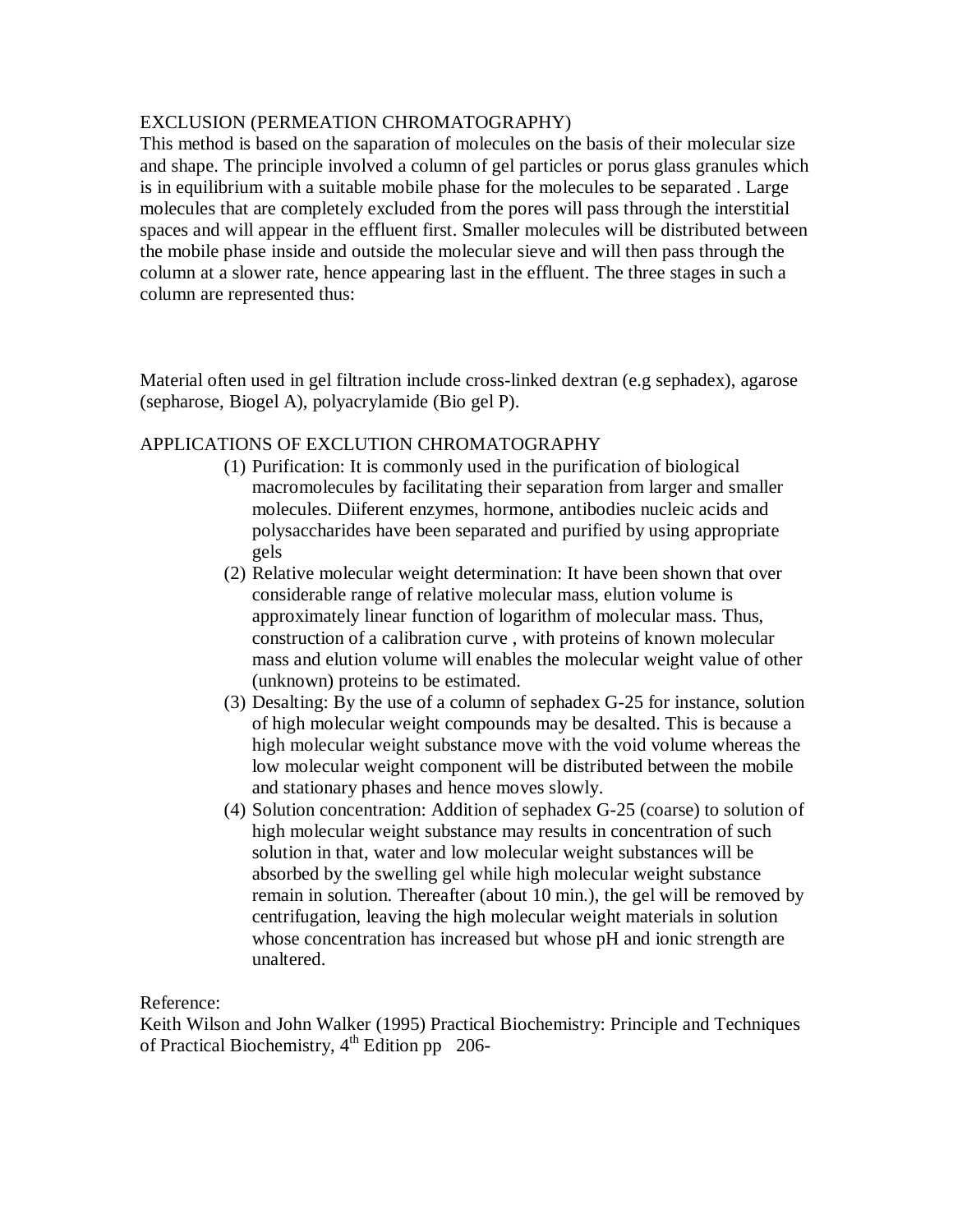EXCLUSION (PERMEATION CHROMATOGRAPHY)

This method is based on the saparation of molecules on the basis of their molecular size and shape. The principle involved a column of gel particles or porus glass granules which is in equilibrium with a suitable mobile phase for the molecules to be separated . Large molecules that are completely excluded from the pores will pass through the interstitial spaces and will appear in the effluent first. Smaller molecules will be distributed between the mobile phase inside and outside the molecular sieve and will then pass through the column at a slower rate, hence appearing last in the effluent. The three stages in such a column are represented thus:

Material often used in gel filtration include cross-linked dextran (e.g sephadex), agarose (sepharose, Biogel A), polyacrylamide (Bio gel P).

APPLICATIONS OF EXCLUTION CHROMATOGRAPHY

(1) Purification: It is commonly used in the purification of biological macromolecules by facilitating their separation from larger and smaller molecules. Diiferent enzymes, hormone, antibodies nucleic acids and polysaccharides have been separated and purified by using appropriate gels
(2) Relative molecular weight determination: It have been shown that over considerable range of relative molecular mass, elution volume is approximately linear function of logarithm of molecular mass. Thus, construction of a calibration curve , with proteins of known molecular mass and elution volume will enables the molecular weight value of other (unknown) proteins to be estimated.
(3) Desalting: By the use of a column of sephadex G-25 for instance, solution of high molecular weight compounds may be desalted. This is because a high molecular weight substance move with the void volume whereas the low molecular weight component will be distributed between the mobile and stationary phases and hence moves slowly.
(4) Solution concentration: Addition of sephadex G-25 (coarse) to solution of high molecular weight substance may results in concentration of such solution in that, water and low molecular weight substances will be absorbed by the swelling gel while high molecular weight substance remain in solution. Thereafter (about 10 min.), the gel will be removed by centrifugation, leaving the high molecular weight materials in solution whose concentration has increased but whose pH and ionic strength are unaltered.

Reference:
Keith Wilson and John Walker (1995) Practical Biochemistry: Principle and Techniques of Practical Biochemistry, 4th Edition pp 206-